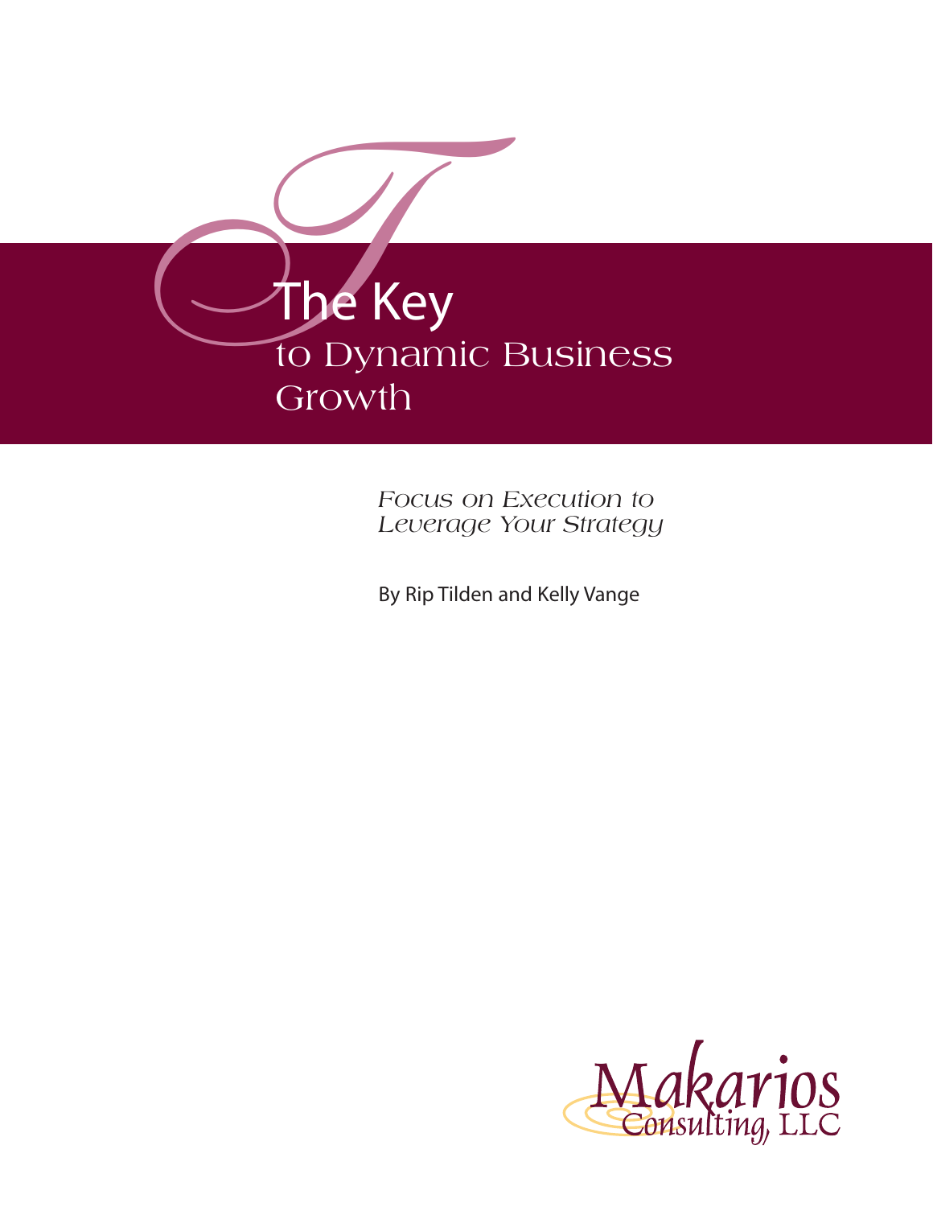# The Key to Dynamic Business Growth

*Focus on Execution to Leverage Your Strategy*

By Rip Tilden and Kelly Vange

Makarios Consulting, LLC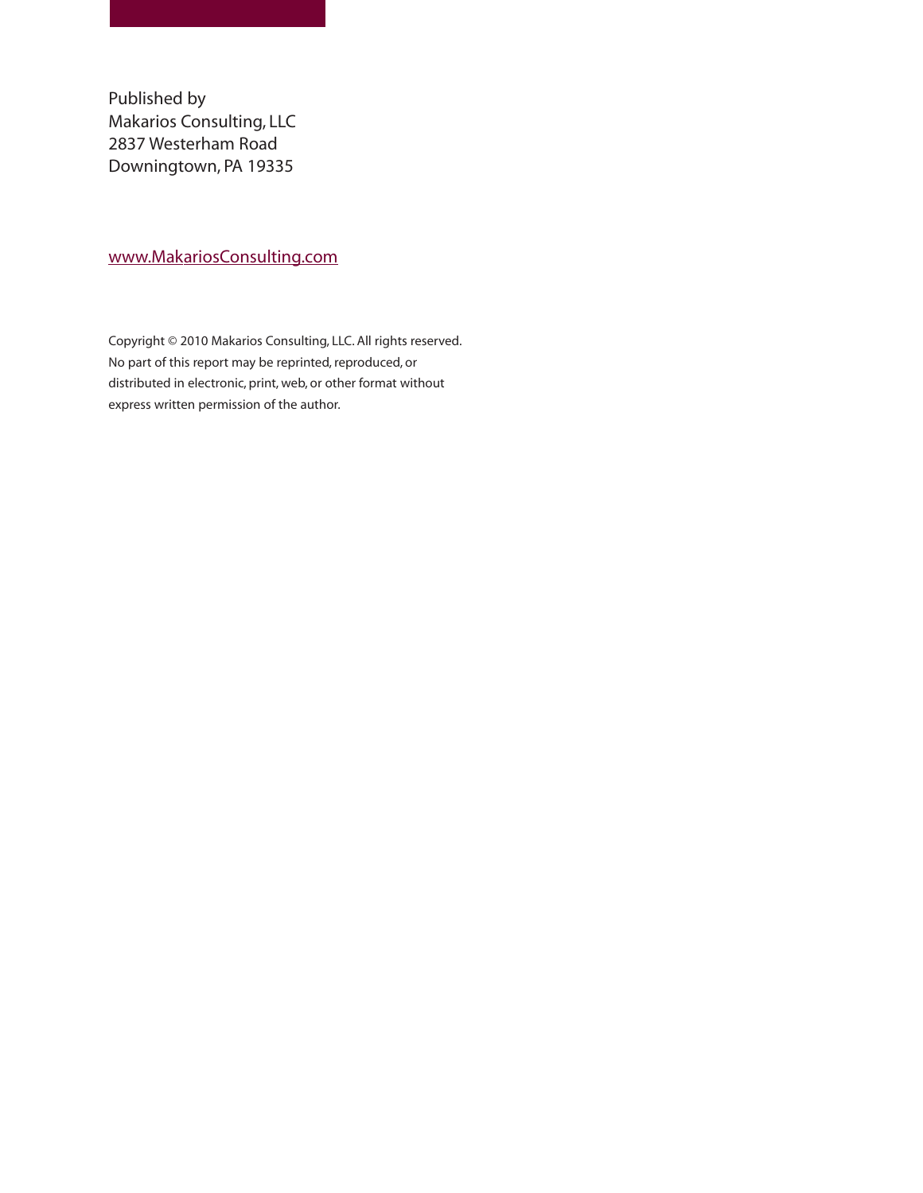Published by
Makarios Consulting, LLC
2837 Westerham Road
Downingtown, PA 19335

www.MakariosConsulting.com

Copyright © 2010 Makarios Consulting, LLC. All rights reserved.
No part of this report may be reprinted, reproduced, or
distributed in electronic, print, web, or other format without
express written permission of the author.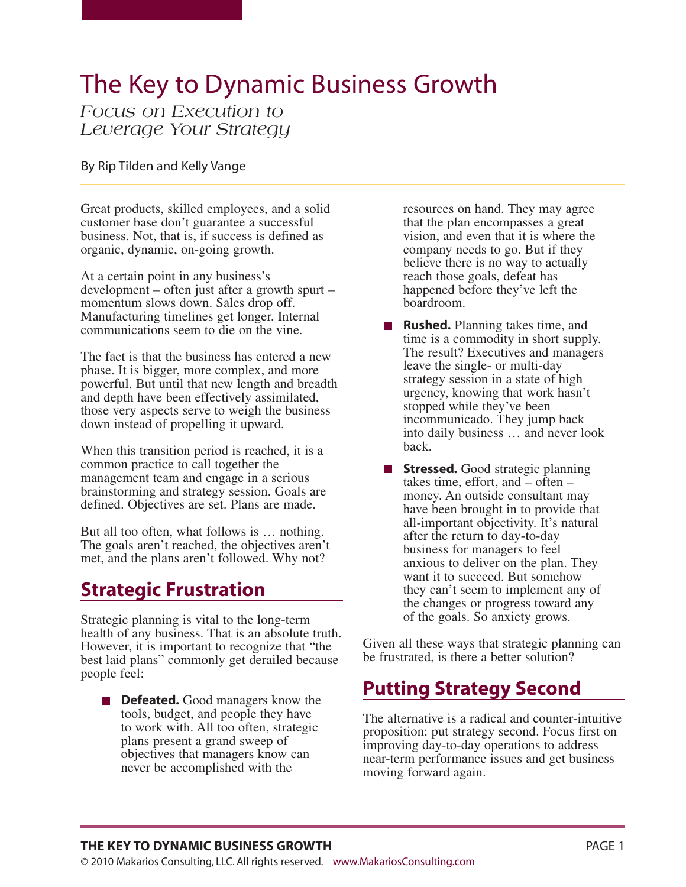# The Key to Dynamic Business Growth

*Focus on Execution to Leverage Your Strategy*

By Rip Tilden and Kelly Vange

Great products, skilled employees, and a solid customer base don't guarantee a successful business. Not, that is, if success is defined as organic, dynamic, on-going growth.

At a certain point in any business's development – often just after a growth spurt – momentum slows down. Sales drop off. Manufacturing timelines get longer. Internal communications seem to die on the vine.

The fact is that the business has entered a new phase. It is bigger, more complex, and more powerful. But until that new length and breadth and depth have been effectively assimilated, those very aspects serve to weigh the business down instead of propelling it upward.

When this transition period is reached, it is a common practice to call together the management team and engage in a serious brainstorming and strategy session. Goals are defined. Objectives are set. Plans are made.

But all too often, what follows is … nothing. The goals aren't reached, the objectives aren't met, and the plans aren't followed. Why not?

## Strategic Frustration

Strategic planning is vital to the long-term health of any business. That is an absolute truth. However, it is important to recognize that "the best laid plans" commonly get derailed because people feel:

- **Defeated.** Good managers know the tools, budget, and people they have to work with. All too often, strategic plans present a grand sweep of objectives that managers know can never be accomplished with the resources on hand. They may agree that the plan encompasses a great vision, and even that it is where the company needs to go. But if they believe there is no way to actually reach those goals, defeat has happened before they've left the boardroom.
- **Rushed.** Planning takes time, and time is a commodity in short supply. The result? Executives and managers leave the single- or multi-day strategy session in a state of high urgency, knowing that work hasn't stopped while they've been incommunicado. They jump back into daily business … and never look back.
- **Stressed.** Good strategic planning takes time, effort, and – often – money. An outside consultant may have been brought in to provide that all-important objectivity. It's natural after the return to day-to-day business for managers to feel anxious to deliver on the plan. They want it to succeed. But somehow they can't seem to implement any of the changes or progress toward any of the goals. So anxiety grows.

Given all these ways that strategic planning can be frustrated, is there a better solution?

## Putting Strategy Second

The alternative is a radical and counter-intuitive proposition: put strategy second. Focus first on improving day-to-day operations to address near-term performance issues and get business moving forward again.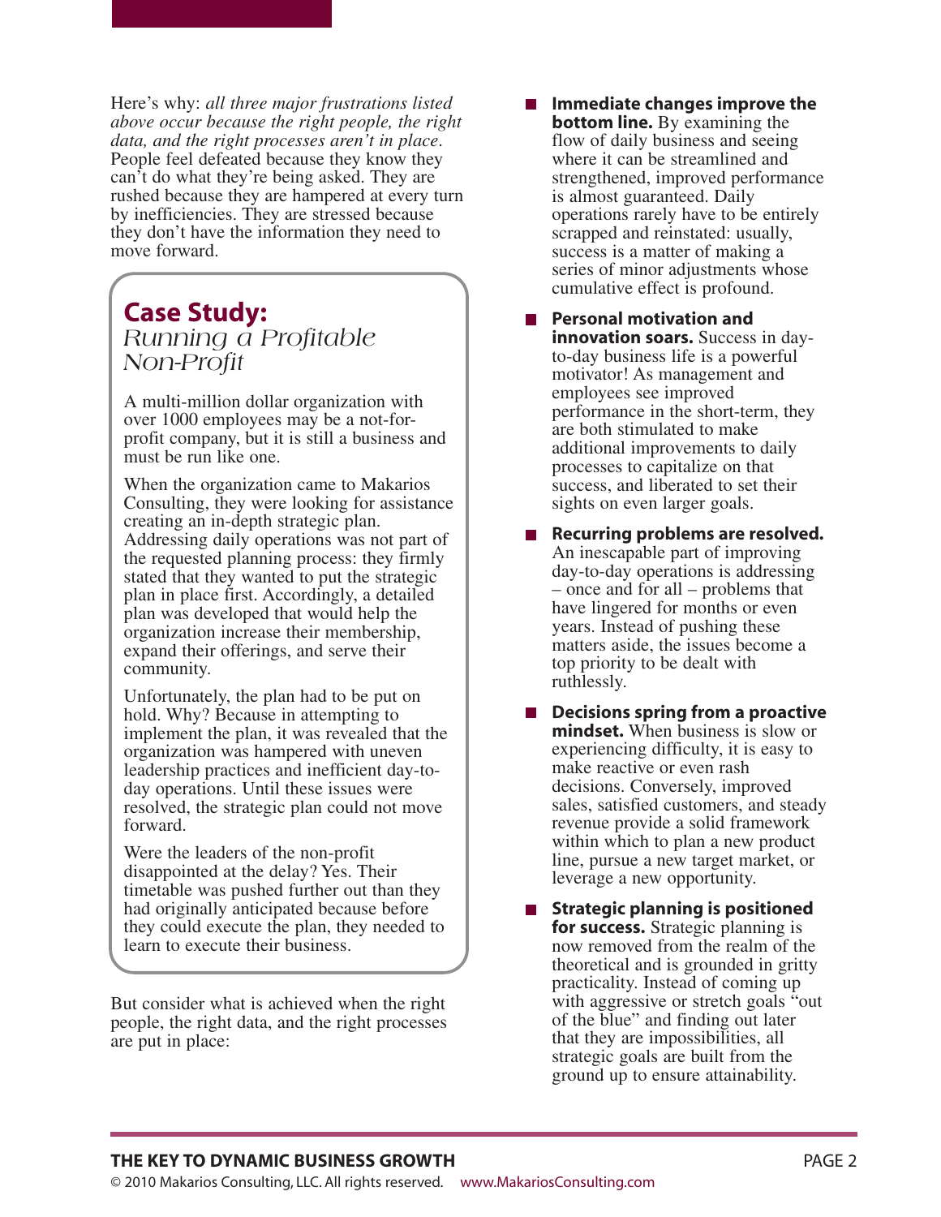Here's why: *all three major frustrations listed above occur because the right people, the right data, and the right processes aren't in place*. People feel defeated because they know they can't do what they're being asked. They are rushed because they are hampered at every turn by inefficiencies. They are stressed because they don't have the information they need to move forward.

## Case Study:
### *Running a Profitable Non-Profit*

A multi-million dollar organization with over 1000 employees may be a not-for-profit company, but it is still a business and must be run like one.

When the organization came to Makarios Consulting, they were looking for assistance creating an in-depth strategic plan. Addressing daily operations was not part of the requested planning process: they firmly stated that they wanted to put the strategic plan in place first. Accordingly, a detailed plan was developed that would help the organization increase their membership, expand their offerings, and serve their community.

Unfortunately, the plan had to be put on hold. Why? Because in attempting to implement the plan, it was revealed that the organization was hampered with uneven leadership practices and inefficient day-to-day operations. Until these issues were resolved, the strategic plan could not move forward.

Were the leaders of the non-profit disappointed at the delay? Yes. Their timetable was pushed further out than they had originally anticipated because before they could execute the plan, they needed to learn to execute their business.

But consider what is achieved when the right people, the right data, and the right processes are put in place:

- **Immediate changes improve the bottom line.** By examining the flow of daily business and seeing where it can be streamlined and strengthened, improved performance is almost guaranteed. Daily operations rarely have to be entirely scrapped and reinstated: usually, success is a matter of making a series of minor adjustments whose cumulative effect is profound.
- **Personal motivation and innovation soars.** Success in day-to-day business life is a powerful motivator! As management and employees see improved performance in the short-term, they are both stimulated to make additional improvements to daily processes to capitalize on that success, and liberated to set their sights on even larger goals.
- **Recurring problems are resolved.** An inescapable part of improving day-to-day operations is addressing – once and for all – problems that have lingered for months or even years. Instead of pushing these matters aside, the issues become a top priority to be dealt with ruthlessly.
- **Decisions spring from a proactive mindset.** When business is slow or experiencing difficulty, it is easy to make reactive or even rash decisions. Conversely, improved sales, satisfied customers, and steady revenue provide a solid framework within which to plan a new product line, pursue a new target market, or leverage a new opportunity.
- **Strategic planning is positioned for success.** Strategic planning is now removed from the realm of the theoretical and is grounded in gritty practicality. Instead of coming up with aggressive or stretch goals "out of the blue" and finding out later that they are impossibilities, all strategic goals are built from the ground up to ensure attainability.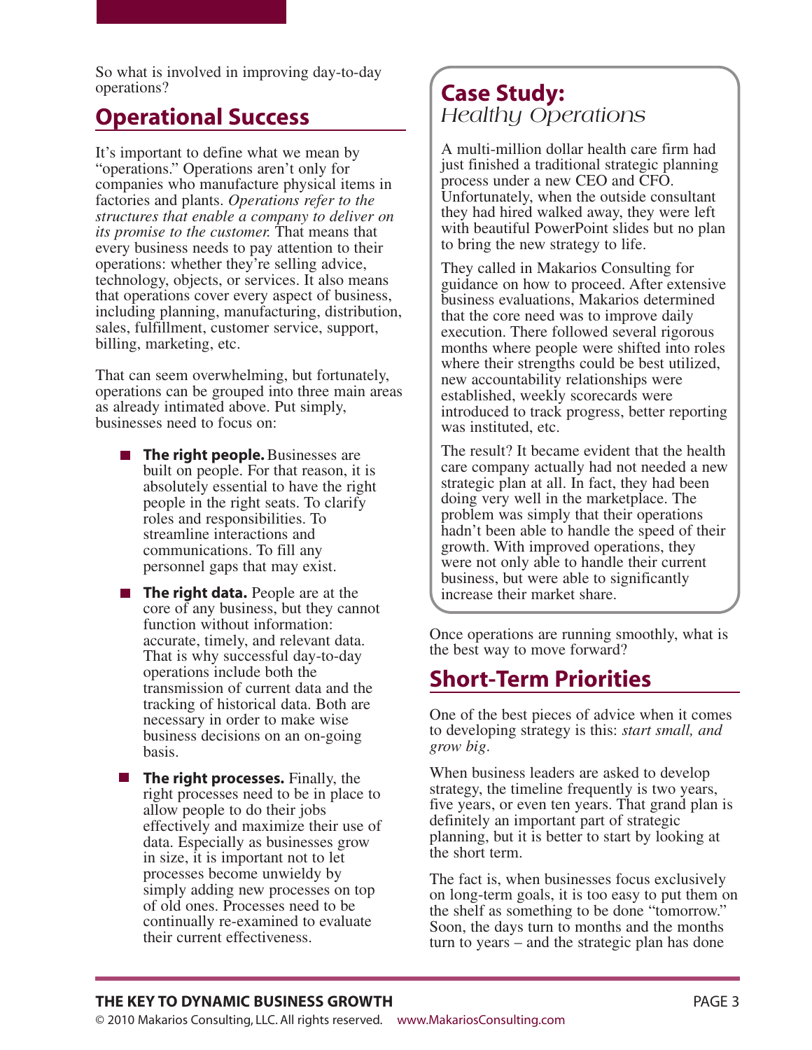So what is involved in improving day-to-day operations?

## Operational Success

It's important to define what we mean by "operations." Operations aren't only for companies who manufacture physical items in factories and plants. *Operations refer to the structures that enable a company to deliver on its promise to the customer.* That means that every business needs to pay attention to their operations: whether they're selling advice, technology, objects, or services. It also means that operations cover every aspect of business, including planning, manufacturing, distribution, sales, fulfillment, customer service, support, billing, marketing, etc.

That can seem overwhelming, but fortunately, operations can be grouped into three main areas as already intimated above. Put simply, businesses need to focus on:

- **The right people.** Businesses are built on people. For that reason, it is absolutely essential to have the right people in the right seats. To clarify roles and responsibilities. To streamline interactions and communications. To fill any personnel gaps that may exist.
- **The right data.** People are at the core of any business, but they cannot function without information: accurate, timely, and relevant data. That is why successful day-to-day operations include both the transmission of current data and the tracking of historical data. Both are necessary in order to make wise business decisions on an on-going basis.
- **The right processes.** Finally, the right processes need to be in place to allow people to do their jobs effectively and maximize their use of data. Especially as businesses grow in size, it is important not to let processes become unwieldy by simply adding new processes on top of old ones. Processes need to be continually re-examined to evaluate their current effectiveness.

### Case Study: *Healthy Operations*

A multi-million dollar health care firm had just finished a traditional strategic planning process under a new CEO and CFO. Unfortunately, when the outside consultant they had hired walked away, they were left with beautiful PowerPoint slides but no plan to bring the new strategy to life.

They called in Makarios Consulting for guidance on how to proceed. After extensive business evaluations, Makarios determined that the core need was to improve daily execution. There followed several rigorous months where people were shifted into roles where their strengths could be best utilized, new accountability relationships were established, weekly scorecards were introduced to track progress, better reporting was instituted, etc.

The result? It became evident that the health care company actually had not needed a new strategic plan at all. In fact, they had been doing very well in the marketplace. The problem was simply that their operations hadn't been able to handle the speed of their growth. With improved operations, they were not only able to handle their current business, but were able to significantly increase their market share.

Once operations are running smoothly, what is the best way to move forward?

## Short-Term Priorities

One of the best pieces of advice when it comes to developing strategy is this: *start small, and grow big*.

When business leaders are asked to develop strategy, the timeline frequently is two years, five years, or even ten years. That grand plan is definitely an important part of strategic planning, but it is better to start by looking at the short term.

The fact is, when businesses focus exclusively on long-term goals, it is too easy to put them on the shelf as something to be done "tomorrow." Soon, the days turn to months and the months turn to years – and the strategic plan has done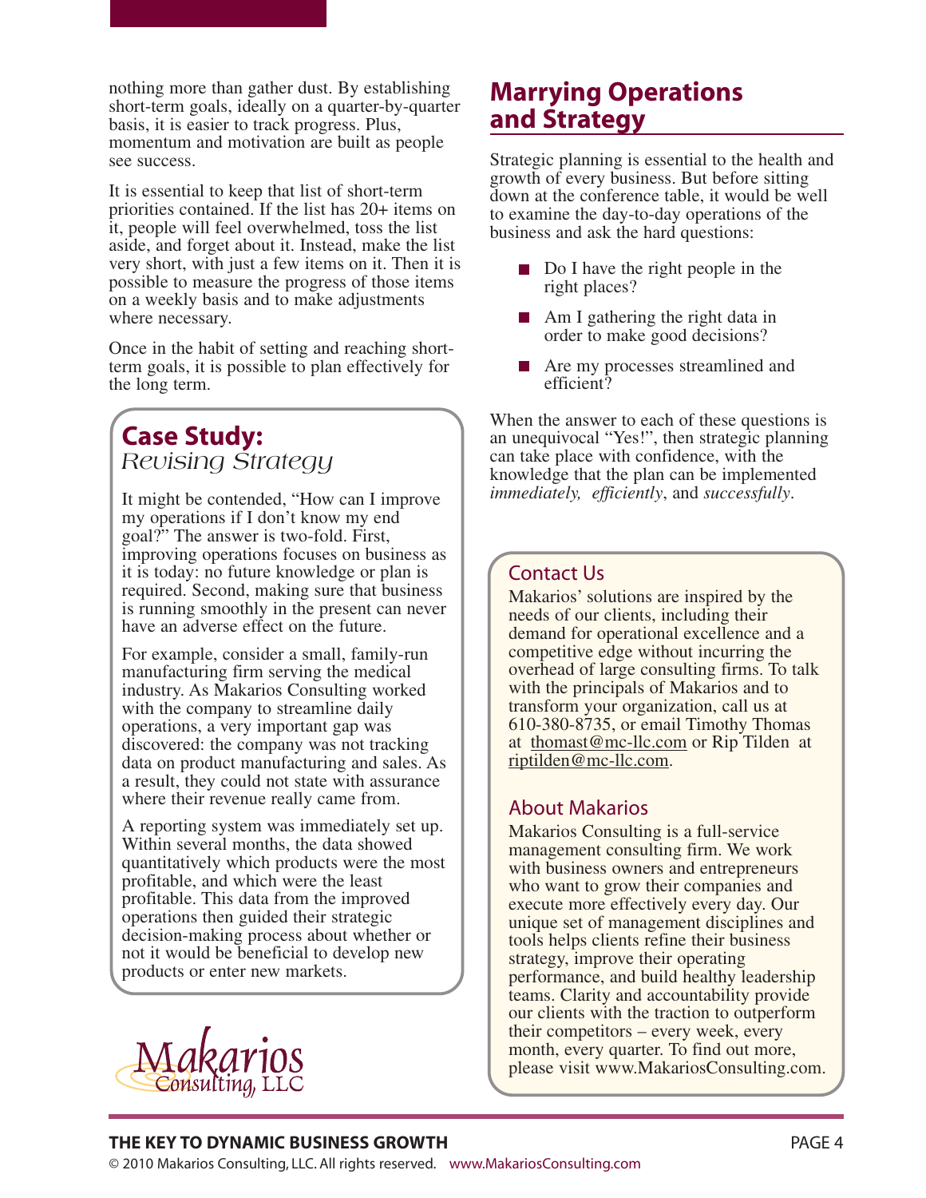nothing more than gather dust. By establishing short-term goals, ideally on a quarter-by-quarter basis, it is easier to track progress. Plus, momentum and motivation are built as people see success.

It is essential to keep that list of short-term priorities contained. If the list has 20+ items on it, people will feel overwhelmed, toss the list aside, and forget about it. Instead, make the list very short, with just a few items on it. Then it is possible to measure the progress of those items on a weekly basis and to make adjustments where necessary.

Once in the habit of setting and reaching short-term goals, it is possible to plan effectively for the long term.

## Case Study: *Revising Strategy*

It might be contended, "How can I improve my operations if I don't know my end goal?" The answer is two-fold. First, improving operations focuses on business as it is today: no future knowledge or plan is required. Second, making sure that business is running smoothly in the present can never have an adverse effect on the future.

For example, consider a small, family-run manufacturing firm serving the medical industry. As Makarios Consulting worked with the company to streamline daily operations, a very important gap was discovered: the company was not tracking data on product manufacturing and sales. As a result, they could not state with assurance where their revenue really came from.

A reporting system was immediately set up. Within several months, the data showed quantitatively which products were the most profitable, and which were the least profitable. This data from the improved operations then guided their strategic decision-making process about whether or not it would be beneficial to develop new products or enter new markets.

Makarios Consulting, LLC

## Marrying Operations and Strategy

Strategic planning is essential to the health and growth of every business. But before sitting down at the conference table, it would be well to examine the day-to-day operations of the business and ask the hard questions:

- Do I have the right people in the right places?
- Am I gathering the right data in order to make good decisions?
- Are my processes streamlined and efficient?

When the answer to each of these questions is an unequivocal "Yes!", then strategic planning can take place with confidence, with the knowledge that the plan can be implemented *immediately, efficiently*, and *successfully*.

### Contact Us

Makarios' solutions are inspired by the needs of our clients, including their demand for operational excellence and a competitive edge without incurring the overhead of large consulting firms. To talk with the principals of Makarios and to transform your organization, call us at 610-380-8735, or email Timothy Thomas at thomast@mc-llc.com or Rip Tilden at riptilden@mc-llc.com.

### About Makarios

Makarios Consulting is a full-service management consulting firm. We work with business owners and entrepreneurs who want to grow their companies and execute more effectively every day. Our unique set of management disciplines and tools helps clients refine their business strategy, improve their operating performance, and build healthy leadership teams. Clarity and accountability provide our clients with the traction to outperform their competitors – every week, every month, every quarter. To find out more, please visit www.MakariosConsulting.com.